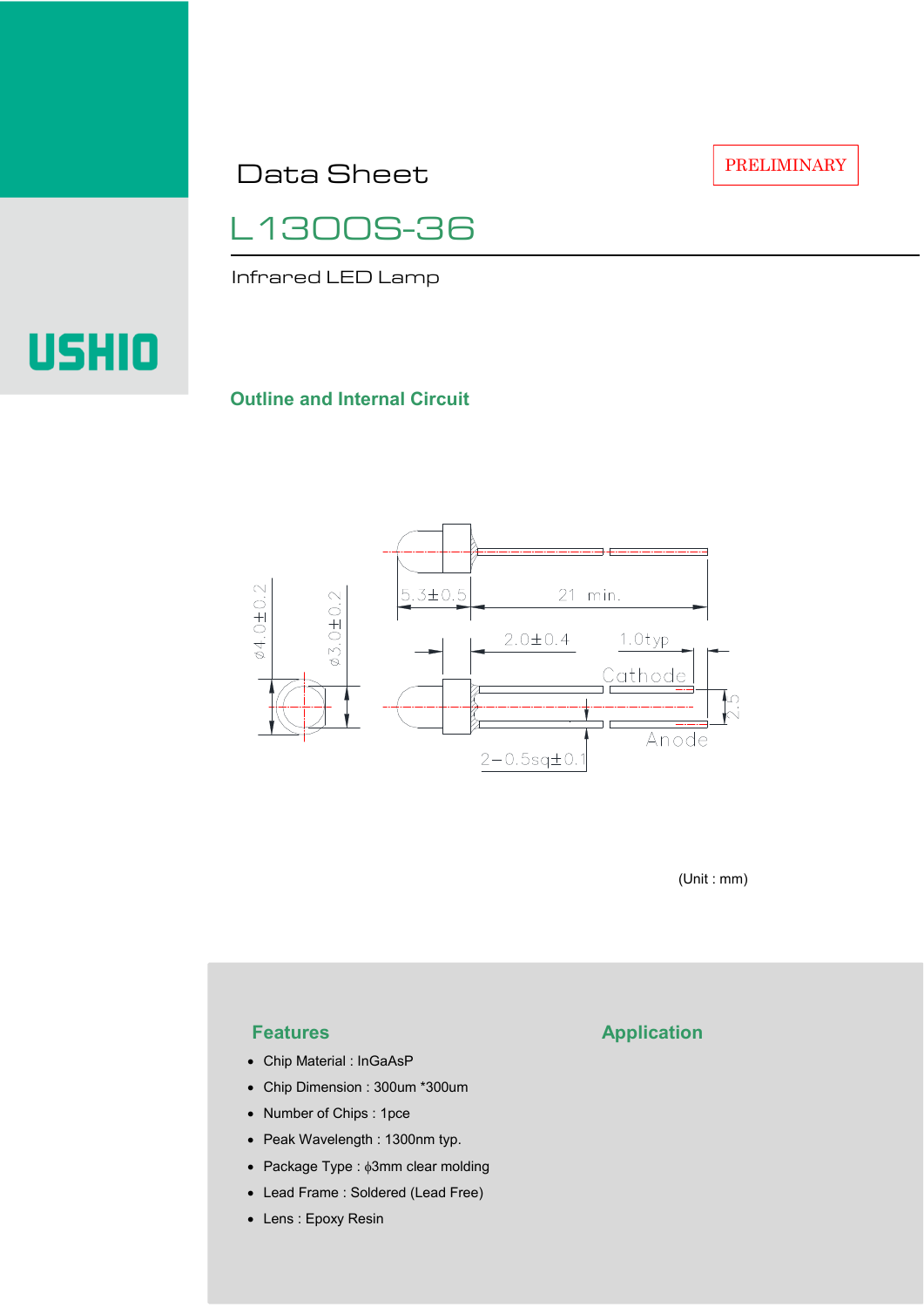PRELIMINARY

# Data Sheet

# L1300S-36

Infrared LED Lamp

USHIO

## Outline and Internal Circuit

5.3±0.5

21 min.

2.0±0.4

1.0typ

Cathode

Anode

2.5

2−0.5sq±0.1

ϕ4.0±0.2

ϕ3.0±0.2

(Unit : mm)

## Features

- Chip Material : InGaAsP
- Chip Dimension : 300um *300um
- Number of Chips : 1pce
- Peak Wavelength : 1300nm typ.
- Package Type : ϕ3mm clear molding
- Lead Frame : Soldered (Lead Free)
- Lens : Epoxy Resin

## Application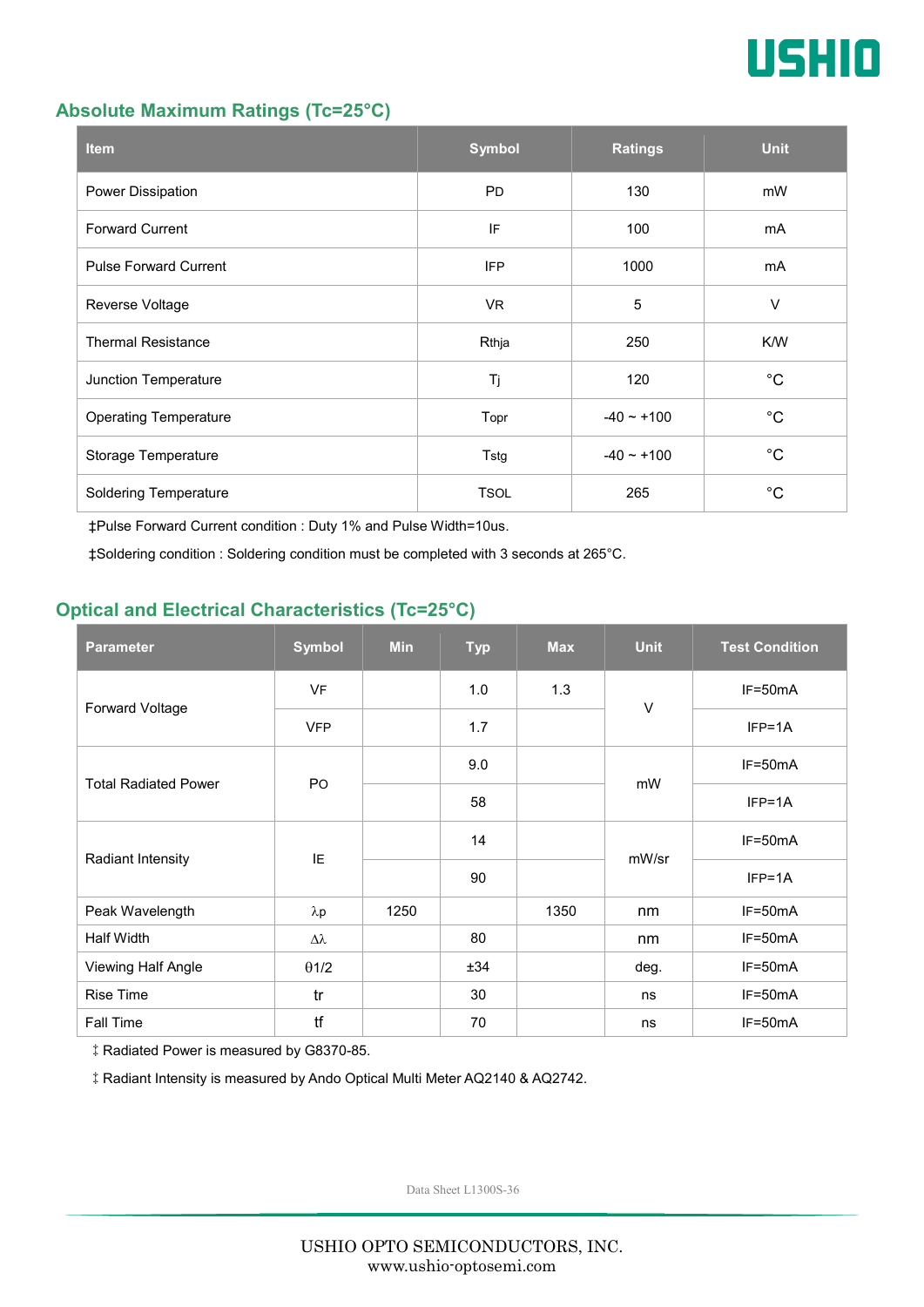## Absolute Maximum Ratings (Tc=25°C)

| Item | Symbol | Ratings | Unit |
|---|---|---|---|
| Power Dissipation | PD | 130 | mW |
| Forward Current | IF | 100 | mA |
| Pulse Forward Current | IFP | 1000 | mA |
| Reverse Voltage | VR | 5 | V |
| Thermal Resistance | Rthja | 250 | K/W |
| Junction Temperature | Tj | 120 | °C |
| Operating Temperature | Topr | -40 ~ +100 | °C |
| Storage Temperature | Tstg | -40 ~ +100 | °C |
| Soldering Temperature | TSOL | 265 | °C |

‡Pulse Forward Current condition : Duty 1% and Pulse Width=10us.

‡Soldering condition : Soldering condition must be completed with 3 seconds at 265°C.

## Optical and Electrical Characteristics (Tc=25°C)

| Parameter | Symbol | Min | Typ | Max | Unit | Test Condition |
|---|---|---|---|---|---|---|
| Forward Voltage | VF | | 1.0 | 1.3 | V | IF=50mA |
| | VFP | | 1.7 | | | IFP=1A |
| Total Radiated Power | PO | | 9.0 | | mW | IF=50mA |
| | | | 58 | | | IFP=1A |
| Radiant Intensity | IE | | 14 | | mW/sr | IF=50mA |
| | | | 90 | | | IFP=1A |
| Peak Wavelength | $\lambda p$ | 1250 | | 1350 | nm | IF=50mA |
| Half Width | $\Delta\lambda$ | | 80 | | nm | IF=50mA |
| Viewing Half Angle | $\theta 1/2$ | | ±34 | | deg. | IF=50mA |
| Rise Time | tr | | 30 | | ns | IF=50mA |
| Fall Time | tf | | 70 | | ns | IF=50mA |

‡ Radiated Power is measured by G8370-85.

‡ Radiant Intensity is measured by Ando Optical Multi Meter AQ2140 & AQ2742.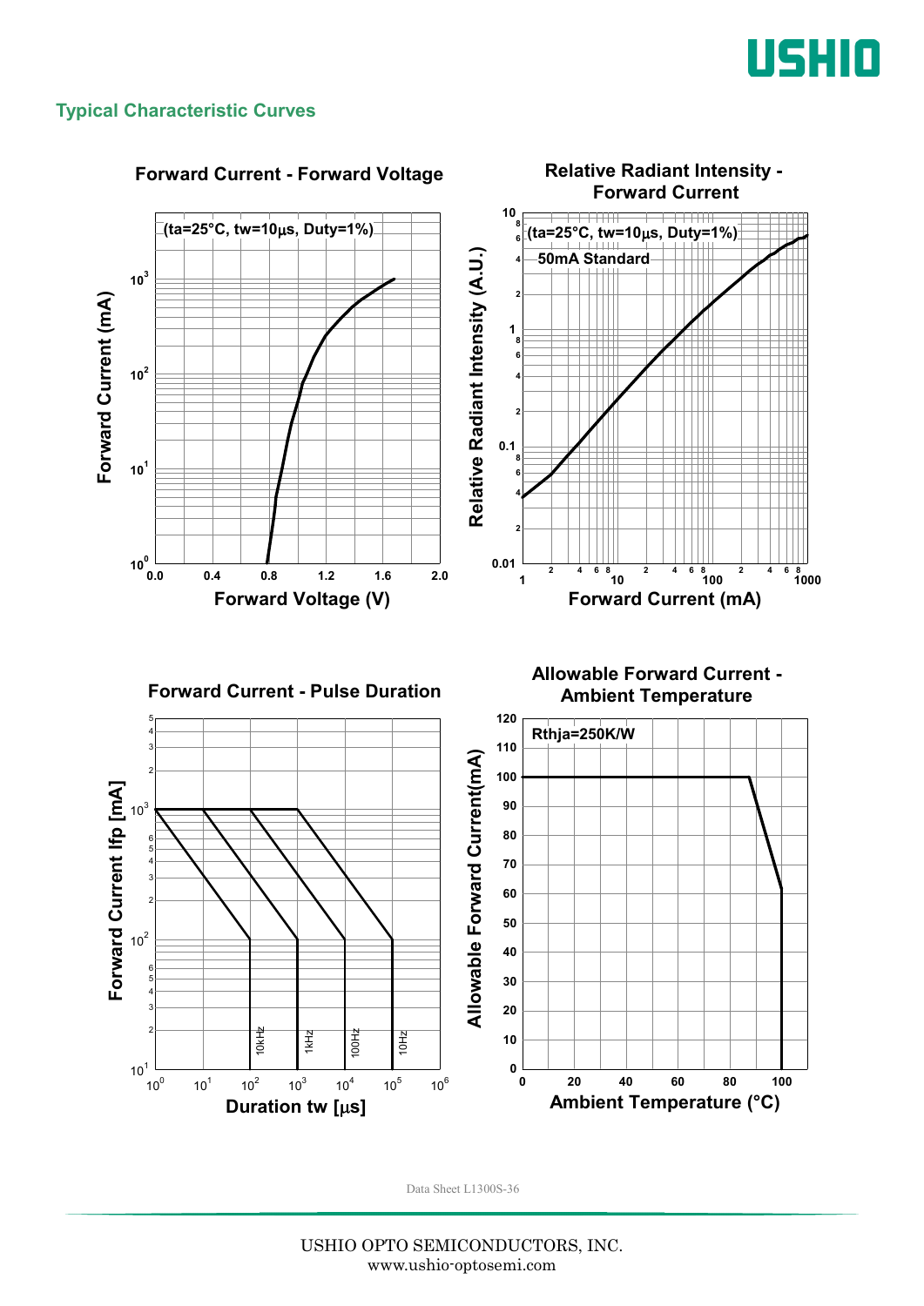## Typical Characteristic Curves

### Forward Current - Forward Voltage

(ta=25°C, tw=10μs, Duty=1%)

Forward Current (mA): $10^0$, $10^1$, $10^2$, $10^3$

Forward Voltage (V): 0.0, 0.4, 0.8, 1.2, 1.6, 2.0

### Relative Radiant Intensity - Forward Current

(ta=25°C, tw=10μs, Duty=1%)

50mA Standard

Relative Radiant Intensity (A.U.): 0.01, 0.1, 1, 10

Forward Current (mA): 1, 10, 100, 1000

### Forward Current - Pulse Duration

Forward Current Ifp [mA]: $10^1$, $10^2$, $10^3$

Duration tw [μs]: $10^0$, $10^1$, $10^2$, $10^3$, $10^4$, $10^5$, $10^6$

10kHz, 1kHz, 100Hz, 10Hz

### Allowable Forward Current - Ambient Temperature

Rthja=250K/W

Allowable Forward Current(mA): 0, 10, 20, 30, 40, 50, 60, 70, 80, 90, 100, 110, 120

Ambient Temperature (°C): 0, 20, 40, 60, 80, 100

Data Sheet L1300S-36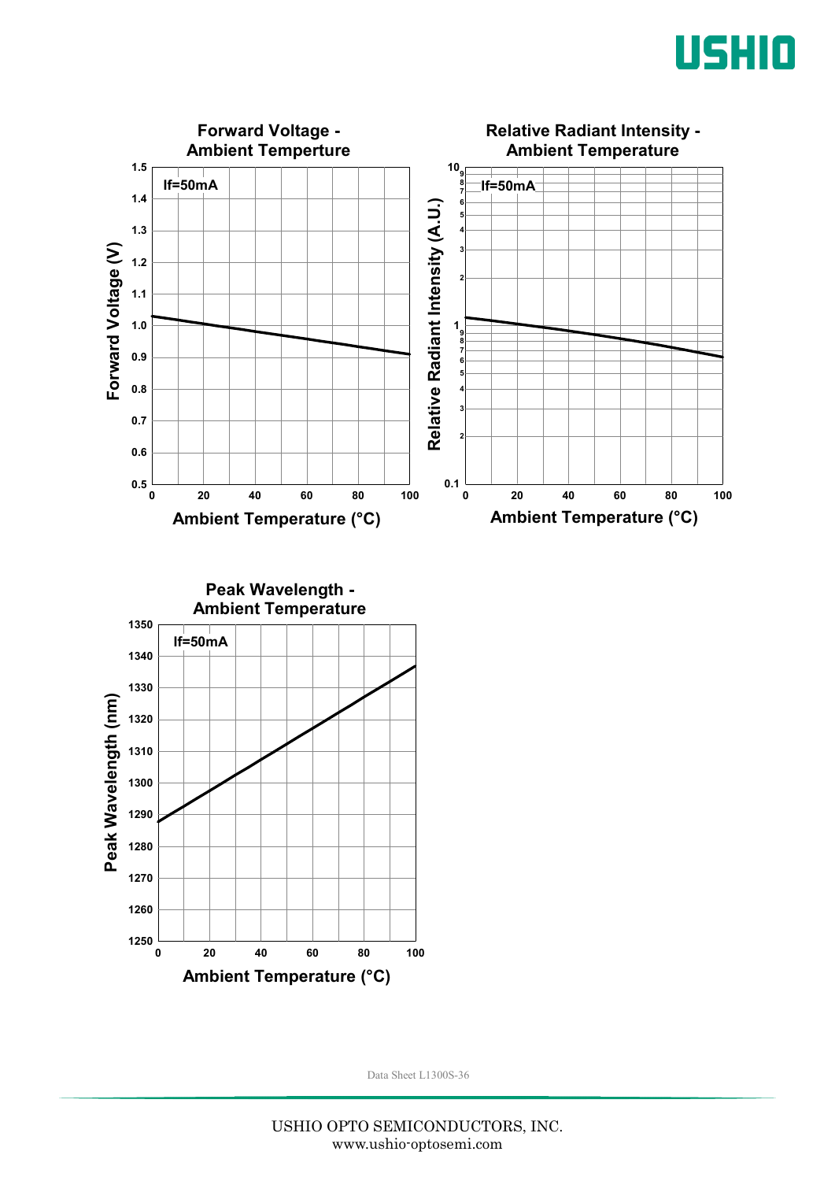**Forward Voltage - Ambient Temperture**

If=50mA

Forward Voltage (V) vs. Ambient Temperature (°C)

**Relative Radiant Intensity - Ambient Temperature**

If=50mA

Relative Radiant Intensity (A.U.) vs. Ambient Temperature (°C)

**Peak Wavelength - Ambient Temperature**

If=50mA

Peak Wavelength (nm) vs. Ambient Temperature (°C)

Data Sheet L1300S-36

USHIO OPTO SEMICONDUCTORS, INC.
www.ushio-optosemi.com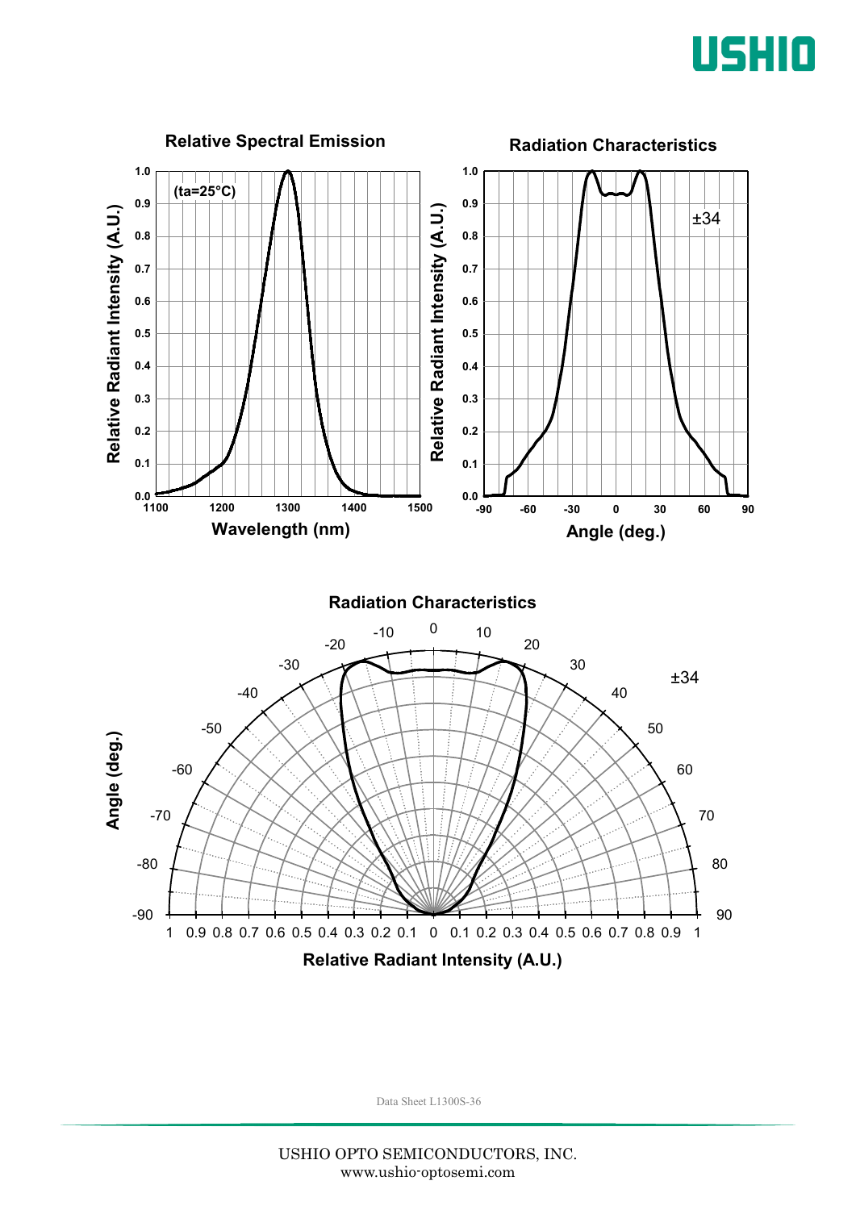**Relative Spectral Emission**

(ta=25°C)

Relative Radiant Intensity (A.U.)

Wavelength (nm)

**Radiation Characteristics**

±34

Relative Radiant Intensity (A.U.)

Angle (deg.)

**Radiation Characteristics**

±34

Angle (deg.)

Relative Radiant Intensity (A.U.)

Data Sheet L1300S-36

USHIO OPTO SEMICONDUCTORS, INC.
www.ushio-optosemi.com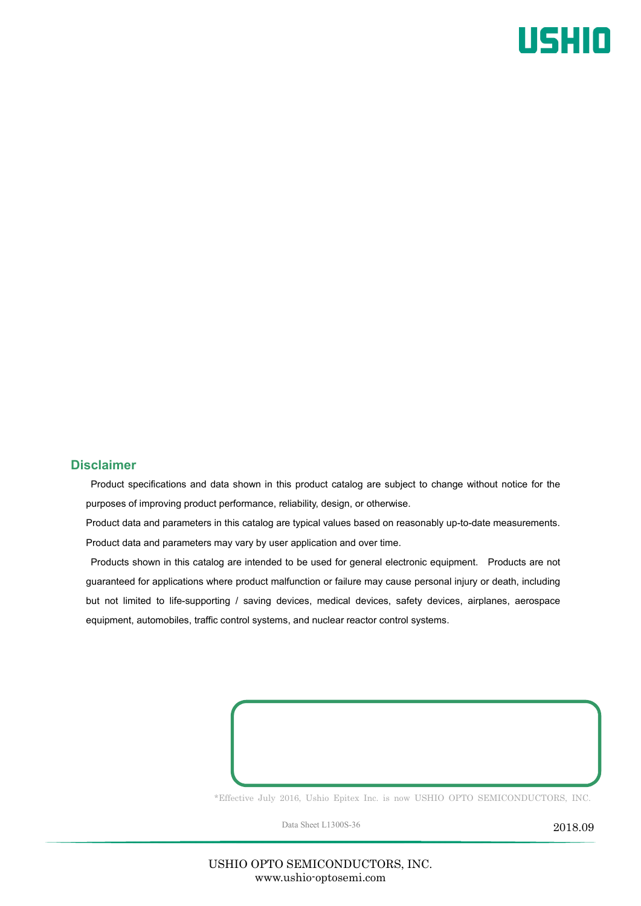## Disclaimer

Product specifications and data shown in this product catalog are subject to change without notice for the purposes of improving product performance, reliability, design, or otherwise.

Product data and parameters in this catalog are typical values based on reasonably up-to-date measurements. Product data and parameters may vary by user application and over time.

Products shown in this catalog are intended to be used for general electronic equipment. Products are not guaranteed for applications where product malfunction or failure may cause personal injury or death, including but not limited to life-supporting / saving devices, medical devices, safety devices, airplanes, aerospace equipment, automobiles, traffic control systems, and nuclear reactor control systems.

*Effective July 2016, Ushio Epitex Inc. is now USHIO OPTO SEMICONDUCTORS, INC.

Data Sheet L1300S-36

2018.09

USHIO OPTO SEMICONDUCTORS, INC.
www.ushio-optosemi.com